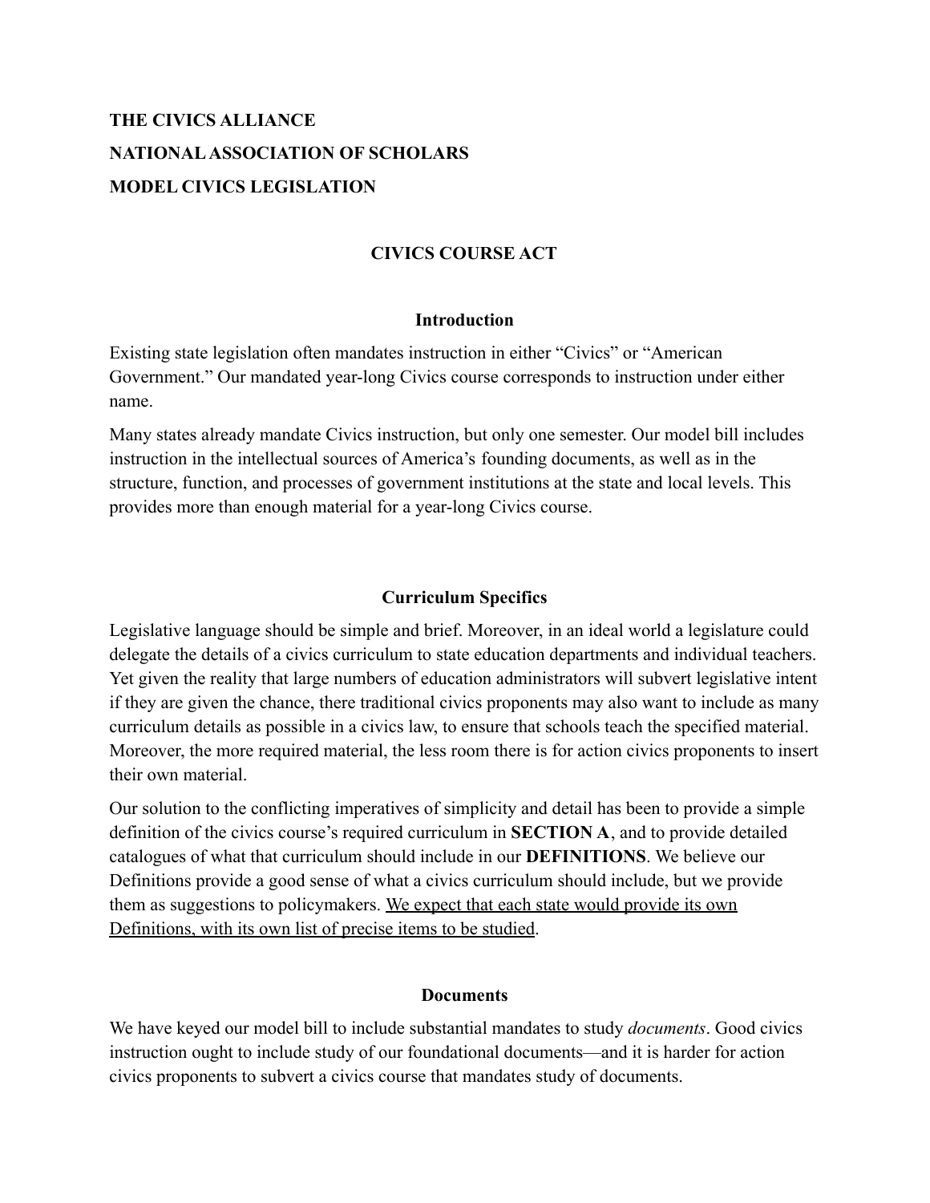**THE CIVICS ALLIANCE**

**NATIONAL ASSOCIATION OF SCHOLARS**

**MODEL CIVICS LEGISLATION**

# CIVICS COURSE ACT

## Introduction

Existing state legislation often mandates instruction in either "Civics" or "American Government." Our mandated year-long Civics course corresponds to instruction under either name.

Many states already mandate Civics instruction, but only one semester. Our model bill includes instruction in the intellectual sources of America's founding documents, as well as in the structure, function, and processes of government institutions at the state and local levels. This provides more than enough material for a year-long Civics course.

## Curriculum Specifics

Legislative language should be simple and brief. Moreover, in an ideal world a legislature could delegate the details of a civics curriculum to state education departments and individual teachers. Yet given the reality that large numbers of education administrators will subvert legislative intent if they are given the chance, there traditional civics proponents may also want to include as many curriculum details as possible in a civics law, to ensure that schools teach the specified material. Moreover, the more required material, the less room there is for action civics proponents to insert their own material.

Our solution to the conflicting imperatives of simplicity and detail has been to provide a simple definition of the civics course's required curriculum in **SECTION A**, and to provide detailed catalogues of what that curriculum should include in our **DEFINITIONS**. We believe our Definitions provide a good sense of what a civics curriculum should include, but we provide them as suggestions to policymakers. <u>We expect that each state would provide its own Definitions, with its own list of precise items to be studied</u>.

## Documents

We have keyed our model bill to include substantial mandates to study *documents*. Good civics instruction ought to include study of our foundational documents—and it is harder for action civics proponents to subvert a civics course that mandates study of documents.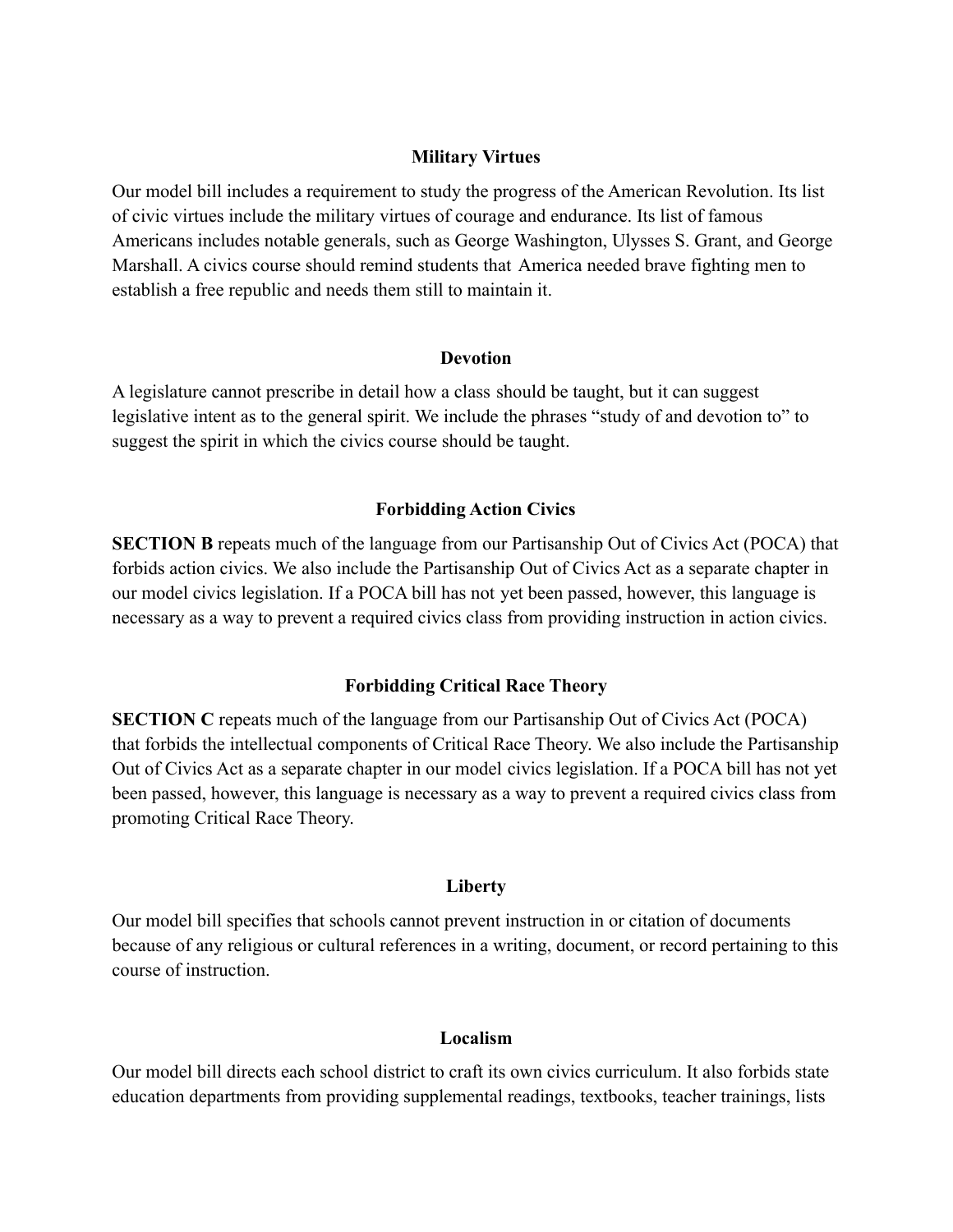### Military Virtues

Our model bill includes a requirement to study the progress of the American Revolution. Its list of civic virtues include the military virtues of courage and endurance. Its list of famous Americans includes notable generals, such as George Washington, Ulysses S. Grant, and George Marshall. A civics course should remind students that America needed brave fighting men to establish a free republic and needs them still to maintain it.

### Devotion

A legislature cannot prescribe in detail how a class should be taught, but it can suggest legislative intent as to the general spirit. We include the phrases "study of and devotion to" to suggest the spirit in which the civics course should be taught.

### Forbidding Action Civics

**SECTION B** repeats much of the language from our Partisanship Out of Civics Act (POCA) that forbids action civics. We also include the Partisanship Out of Civics Act as a separate chapter in our model civics legislation. If a POCA bill has not yet been passed, however, this language is necessary as a way to prevent a required civics class from providing instruction in action civics.

### Forbidding Critical Race Theory

**SECTION C** repeats much of the language from our Partisanship Out of Civics Act (POCA) that forbids the intellectual components of Critical Race Theory. We also include the Partisanship Out of Civics Act as a separate chapter in our model civics legislation. If a POCA bill has not yet been passed, however, this language is necessary as a way to prevent a required civics class from promoting Critical Race Theory.

### Liberty

Our model bill specifies that schools cannot prevent instruction in or citation of documents because of any religious or cultural references in a writing, document, or record pertaining to this course of instruction.

### Localism

Our model bill directs each school district to craft its own civics curriculum. It also forbids state education departments from providing supplemental readings, textbooks, teacher trainings, lists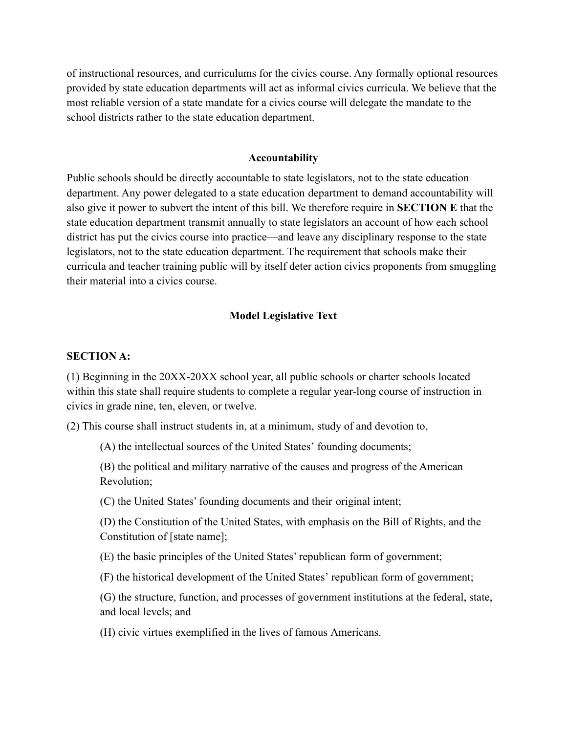of instructional resources, and curriculums for the civics course. Any formally optional resources provided by state education departments will act as informal civics curricula. We believe that the most reliable version of a state mandate for a civics course will delegate the mandate to the school districts rather to the state education department.

### Accountability

Public schools should be directly accountable to state legislators, not to the state education department. Any power delegated to a state education department to demand accountability will also give it power to subvert the intent of this bill. We therefore require in **SECTION E** that the state education department transmit annually to state legislators an account of how each school district has put the civics course into practice—and leave any disciplinary response to the state legislators, not to the state education department. The requirement that schools make their curricula and teacher training public will by itself deter action civics proponents from smuggling their material into a civics course.

### Model Legislative Text

**SECTION A:**

(1) Beginning in the 20XX-20XX school year, all public schools or charter schools located within this state shall require students to complete a regular year-long course of instruction in civics in grade nine, ten, eleven, or twelve.

(2) This course shall instruct students in, at a minimum, study of and devotion to,

> (A) the intellectual sources of the United States' founding documents;
>
> (B) the political and military narrative of the causes and progress of the American Revolution;
>
> (C) the United States' founding documents and their original intent;
>
> (D) the Constitution of the United States, with emphasis on the Bill of Rights, and the Constitution of [state name];
>
> (E) the basic principles of the United States' republican form of government;
>
> (F) the historical development of the United States' republican form of government;
>
> (G) the structure, function, and processes of government institutions at the federal, state, and local levels; and
>
> (H) civic virtues exemplified in the lives of famous Americans.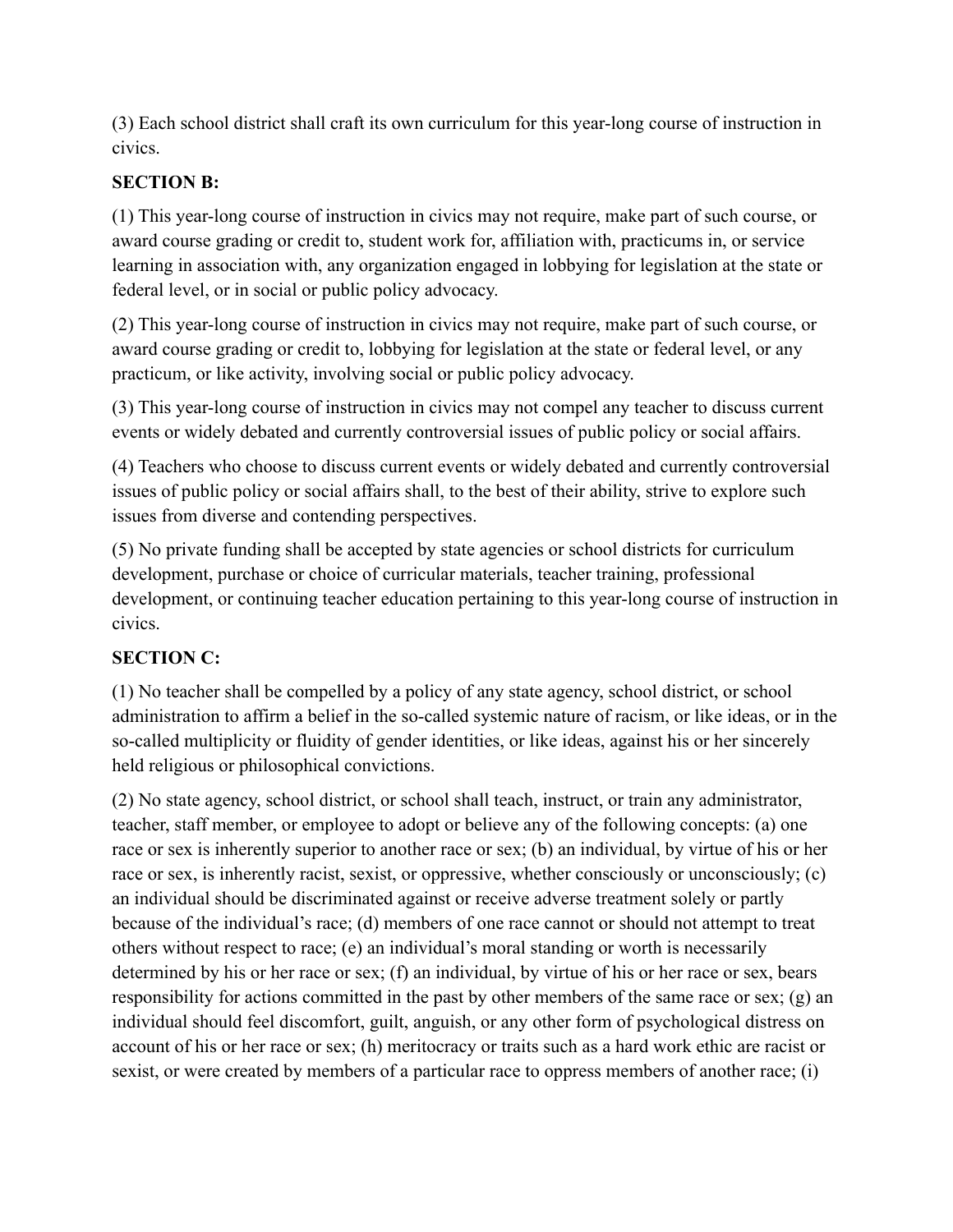(3) Each school district shall craft its own curriculum for this year-long course of instruction in civics.

**SECTION B:**

(1) This year-long course of instruction in civics may not require, make part of such course, or award course grading or credit to, student work for, affiliation with, practicums in, or service learning in association with, any organization engaged in lobbying for legislation at the state or federal level, or in social or public policy advocacy.

(2) This year-long course of instruction in civics may not require, make part of such course, or award course grading or credit to, lobbying for legislation at the state or federal level, or any practicum, or like activity, involving social or public policy advocacy.

(3) This year-long course of instruction in civics may not compel any teacher to discuss current events or widely debated and currently controversial issues of public policy or social affairs.

(4) Teachers who choose to discuss current events or widely debated and currently controversial issues of public policy or social affairs shall, to the best of their ability, strive to explore such issues from diverse and contending perspectives.

(5) No private funding shall be accepted by state agencies or school districts for curriculum development, purchase or choice of curricular materials, teacher training, professional development, or continuing teacher education pertaining to this year-long course of instruction in civics.

**SECTION C:**

(1) No teacher shall be compelled by a policy of any state agency, school district, or school administration to affirm a belief in the so-called systemic nature of racism, or like ideas, or in the so-called multiplicity or fluidity of gender identities, or like ideas, against his or her sincerely held religious or philosophical convictions.

(2) No state agency, school district, or school shall teach, instruct, or train any administrator, teacher, staff member, or employee to adopt or believe any of the following concepts: (a) one race or sex is inherently superior to another race or sex; (b) an individual, by virtue of his or her race or sex, is inherently racist, sexist, or oppressive, whether consciously or unconsciously; (c) an individual should be discriminated against or receive adverse treatment solely or partly because of the individual's race; (d) members of one race cannot or should not attempt to treat others without respect to race; (e) an individual's moral standing or worth is necessarily determined by his or her race or sex; (f) an individual, by virtue of his or her race or sex, bears responsibility for actions committed in the past by other members of the same race or sex; (g) an individual should feel discomfort, guilt, anguish, or any other form of psychological distress on account of his or her race or sex; (h) meritocracy or traits such as a hard work ethic are racist or sexist, or were created by members of a particular race to oppress members of another race; (i)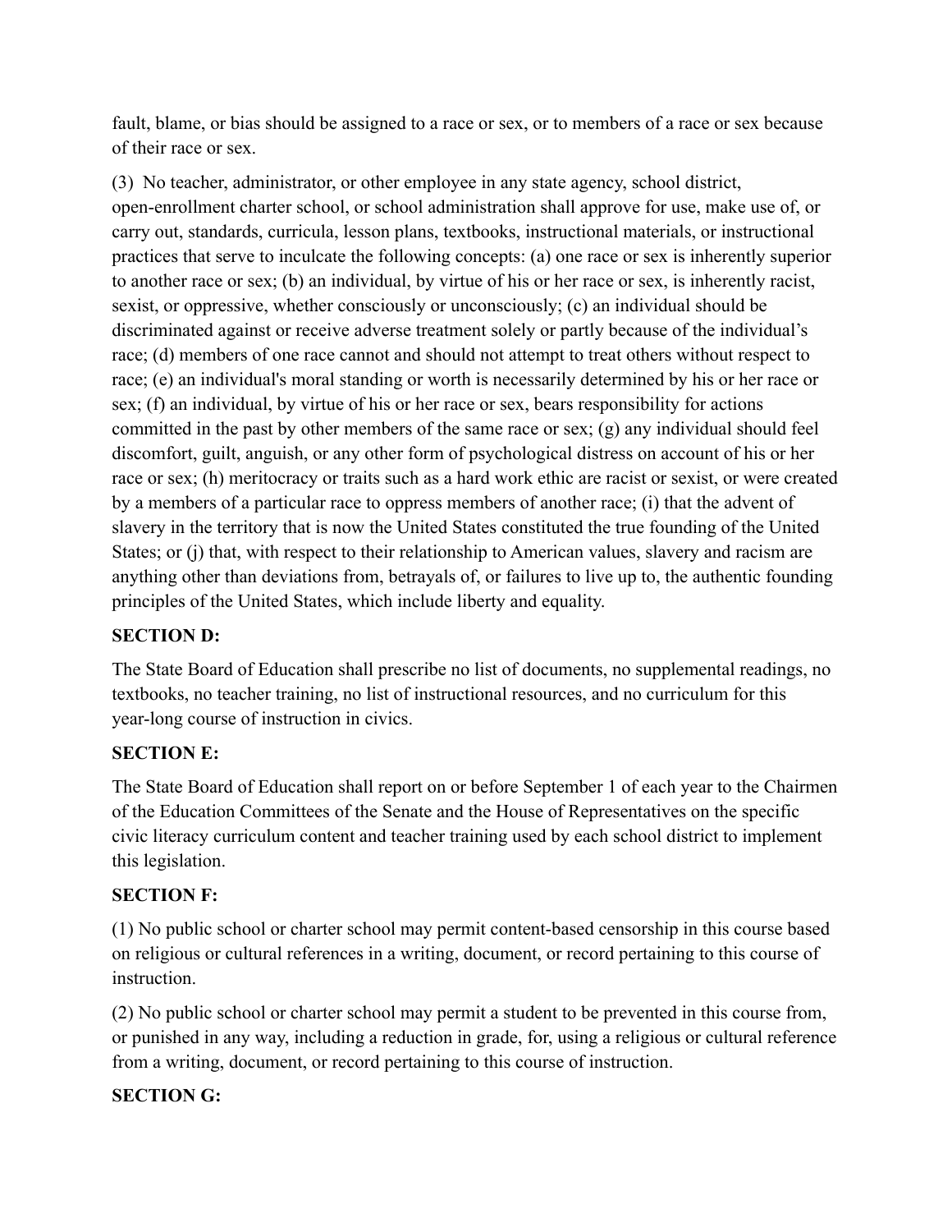fault, blame, or bias should be assigned to a race or sex, or to members of a race or sex because of their race or sex.

(3) No teacher, administrator, or other employee in any state agency, school district, open-enrollment charter school, or school administration shall approve for use, make use of, or carry out, standards, curricula, lesson plans, textbooks, instructional materials, or instructional practices that serve to inculcate the following concepts: (a) one race or sex is inherently superior to another race or sex; (b) an individual, by virtue of his or her race or sex, is inherently racist, sexist, or oppressive, whether consciously or unconsciously; (c) an individual should be discriminated against or receive adverse treatment solely or partly because of the individual's race; (d) members of one race cannot and should not attempt to treat others without respect to race; (e) an individual's moral standing or worth is necessarily determined by his or her race or sex; (f) an individual, by virtue of his or her race or sex, bears responsibility for actions committed in the past by other members of the same race or sex; (g) any individual should feel discomfort, guilt, anguish, or any other form of psychological distress on account of his or her race or sex; (h) meritocracy or traits such as a hard work ethic are racist or sexist, or were created by a members of a particular race to oppress members of another race; (i) that the advent of slavery in the territory that is now the United States constituted the true founding of the United States; or (j) that, with respect to their relationship to American values, slavery and racism are anything other than deviations from, betrayals of, or failures to live up to, the authentic founding principles of the United States, which include liberty and equality.

**SECTION D:**

The State Board of Education shall prescribe no list of documents, no supplemental readings, no textbooks, no teacher training, no list of instructional resources, and no curriculum for this year-long course of instruction in civics.

**SECTION E:**

The State Board of Education shall report on or before September 1 of each year to the Chairmen of the Education Committees of the Senate and the House of Representatives on the specific civic literacy curriculum content and teacher training used by each school district to implement this legislation.

**SECTION F:**

(1) No public school or charter school may permit content-based censorship in this course based on religious or cultural references in a writing, document, or record pertaining to this course of instruction.

(2) No public school or charter school may permit a student to be prevented in this course from, or punished in any way, including a reduction in grade, for, using a religious or cultural reference from a writing, document, or record pertaining to this course of instruction.

**SECTION G:**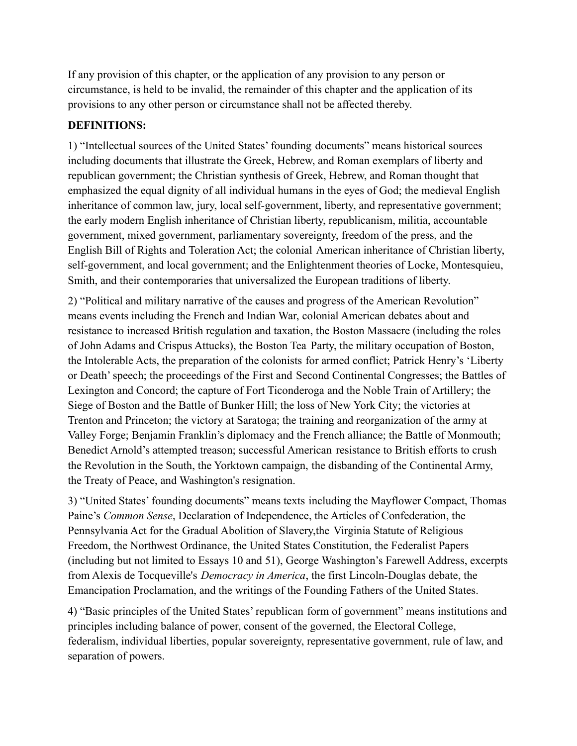If any provision of this chapter, or the application of any provision to any person or circumstance, is held to be invalid, the remainder of this chapter and the application of its provisions to any other person or circumstance shall not be affected thereby.

**DEFINITIONS:**

1) "Intellectual sources of the United States' founding documents" means historical sources including documents that illustrate the Greek, Hebrew, and Roman exemplars of liberty and republican government; the Christian synthesis of Greek, Hebrew, and Roman thought that emphasized the equal dignity of all individual humans in the eyes of God; the medieval English inheritance of common law, jury, local self-government, liberty, and representative government; the early modern English inheritance of Christian liberty, republicanism, militia, accountable government, mixed government, parliamentary sovereignty, freedom of the press, and the English Bill of Rights and Toleration Act; the colonial American inheritance of Christian liberty, self-government, and local government; and the Enlightenment theories of Locke, Montesquieu, Smith, and their contemporaries that universalized the European traditions of liberty.

2) "Political and military narrative of the causes and progress of the American Revolution" means events including the French and Indian War, colonial American debates about and resistance to increased British regulation and taxation, the Boston Massacre (including the roles of John Adams and Crispus Attucks), the Boston Tea Party, the military occupation of Boston, the Intolerable Acts, the preparation of the colonists for armed conflict; Patrick Henry's 'Liberty or Death' speech; the proceedings of the First and Second Continental Congresses; the Battles of Lexington and Concord; the capture of Fort Ticonderoga and the Noble Train of Artillery; the Siege of Boston and the Battle of Bunker Hill; the loss of New York City; the victories at Trenton and Princeton; the victory at Saratoga; the training and reorganization of the army at Valley Forge; Benjamin Franklin's diplomacy and the French alliance; the Battle of Monmouth; Benedict Arnold's attempted treason; successful American resistance to British efforts to crush the Revolution in the South, the Yorktown campaign, the disbanding of the Continental Army, the Treaty of Peace, and Washington's resignation.

3) "United States' founding documents" means texts including the Mayflower Compact, Thomas Paine's *Common Sense*, Declaration of Independence, the Articles of Confederation, the Pennsylvania Act for the Gradual Abolition of Slavery,the Virginia Statute of Religious Freedom, the Northwest Ordinance, the United States Constitution, the Federalist Papers (including but not limited to Essays 10 and 51), George Washington's Farewell Address, excerpts from Alexis de Tocqueville's *Democracy in America*, the first Lincoln-Douglas debate, the Emancipation Proclamation, and the writings of the Founding Fathers of the United States.

4) "Basic principles of the United States' republican form of government" means institutions and principles including balance of power, consent of the governed, the Electoral College, federalism, individual liberties, popular sovereignty, representative government, rule of law, and separation of powers.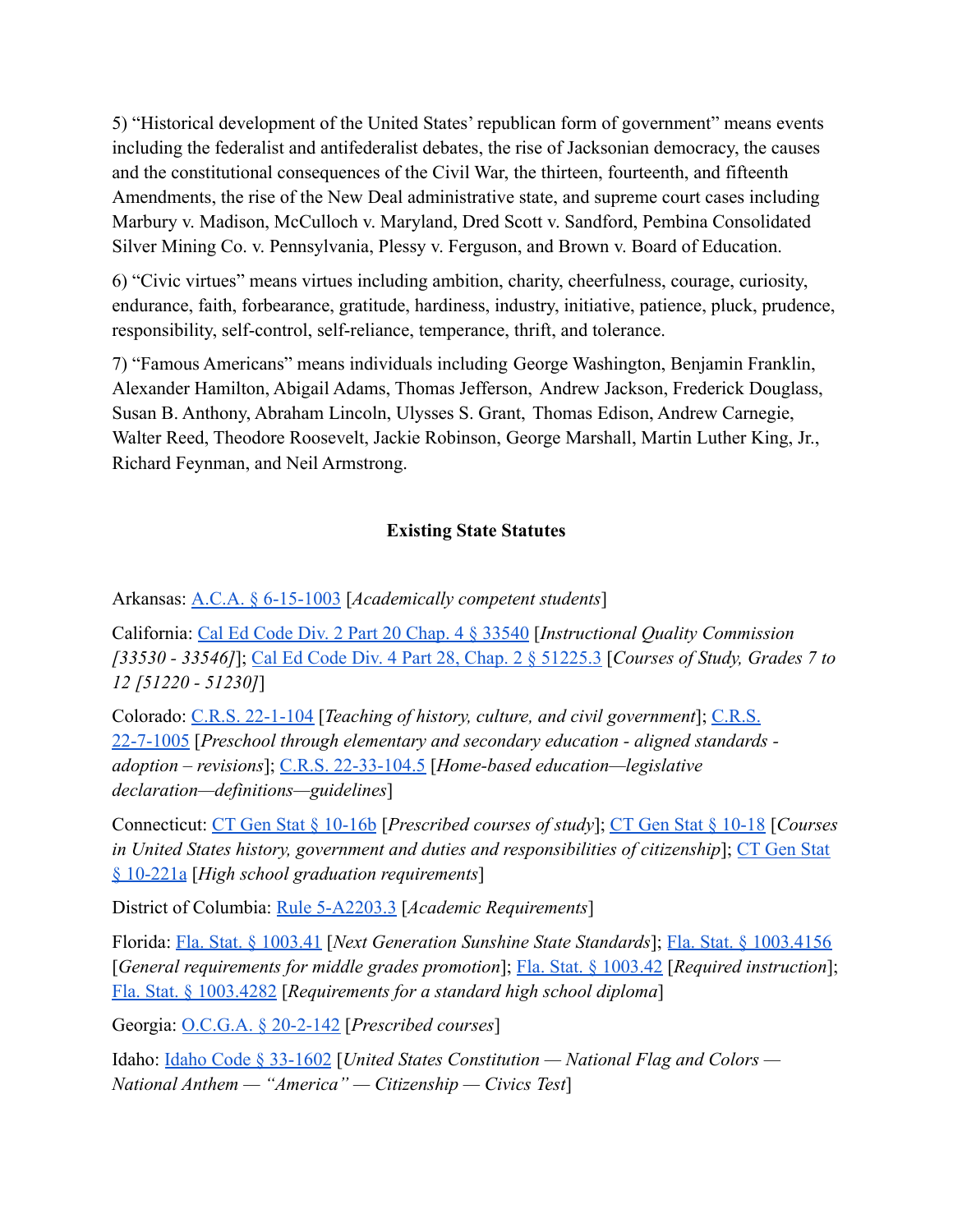5) "Historical development of the United States' republican form of government" means events including the federalist and antifederalist debates, the rise of Jacksonian democracy, the causes and the constitutional consequences of the Civil War, the thirteen, fourteenth, and fifteenth Amendments, the rise of the New Deal administrative state, and supreme court cases including Marbury v. Madison, McCulloch v. Maryland, Dred Scott v. Sandford, Pembina Consolidated Silver Mining Co. v. Pennsylvania, Plessy v. Ferguson, and Brown v. Board of Education.

6) "Civic virtues" means virtues including ambition, charity, cheerfulness, courage, curiosity, endurance, faith, forbearance, gratitude, hardiness, industry, initiative, patience, pluck, prudence, responsibility, self-control, self-reliance, temperance, thrift, and tolerance.

7) "Famous Americans" means individuals including George Washington, Benjamin Franklin, Alexander Hamilton, Abigail Adams, Thomas Jefferson, Andrew Jackson, Frederick Douglass, Susan B. Anthony, Abraham Lincoln, Ulysses S. Grant, Thomas Edison, Andrew Carnegie, Walter Reed, Theodore Roosevelt, Jackie Robinson, George Marshall, Martin Luther King, Jr., Richard Feynman, and Neil Armstrong.

## Existing State Statutes

Arkansas: A.C.A. § 6-15-1003 [*Academically competent students*]

California: Cal Ed Code Div. 2 Part 20 Chap. 4 § 33540 [*Instructional Quality Commission [33530 - 33546]*]; Cal Ed Code Div. 4 Part 28, Chap. 2 § 51225.3 [*Courses of Study, Grades 7 to 12 [51220 - 51230]*]

Colorado: C.R.S. 22-1-104 [*Teaching of history, culture, and civil government*]; C.R.S. 22-7-1005 [*Preschool through elementary and secondary education - aligned standards - adoption – revisions*]; C.R.S. 22-33-104.5 [*Home-based education—legislative declaration—definitions—guidelines*]

Connecticut: CT Gen Stat § 10-16b [*Prescribed courses of study*]; CT Gen Stat § 10-18 [*Courses in United States history, government and duties and responsibilities of citizenship*]; CT Gen Stat § 10-221a [*High school graduation requirements*]

District of Columbia: Rule 5-A2203.3 [*Academic Requirements*]

Florida: Fla. Stat. § 1003.41 [*Next Generation Sunshine State Standards*]; Fla. Stat. § 1003.4156 [*General requirements for middle grades promotion*]; Fla. Stat. § 1003.42 [*Required instruction*]; Fla. Stat. § 1003.4282 [*Requirements for a standard high school diploma*]

Georgia: O.C.G.A. § 20-2-142 [*Prescribed courses*]

Idaho: Idaho Code § 33-1602 [*United States Constitution — National Flag and Colors — National Anthem — "America" — Citizenship — Civics Test*]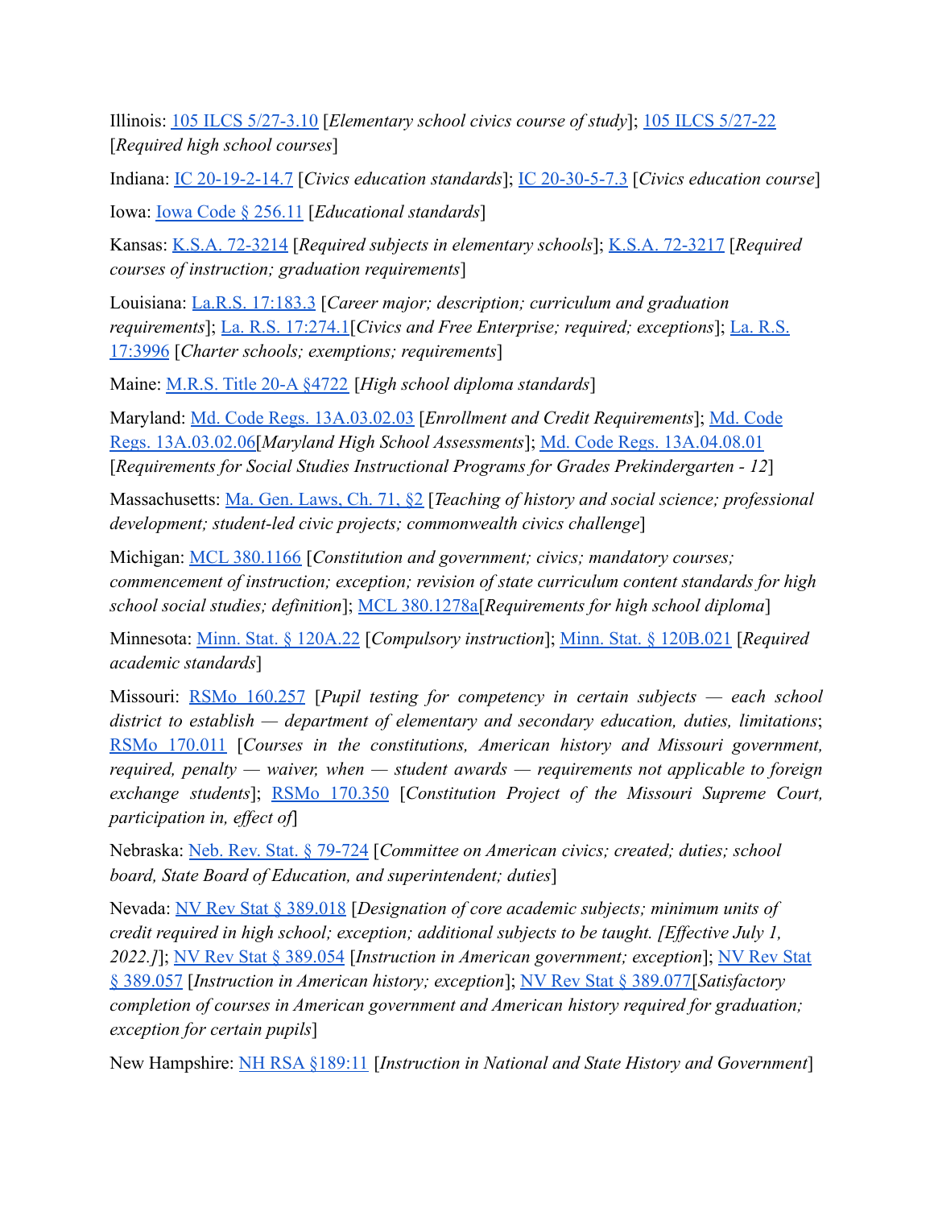Illinois: [105 ILCS 5/27-3.10] [*Elementary school civics course of study*]; [105 ILCS 5/27-22] [*Required high school courses*]

Indiana: [IC 20-19-2-14.7] [*Civics education standards*]; [IC 20-30-5-7.3] [*Civics education course*]

Iowa: [Iowa Code § 256.11] [*Educational standards*]

Kansas: [K.S.A. 72-3214] [*Required subjects in elementary schools*]; [K.S.A. 72-3217] [*Required courses of instruction; graduation requirements*]

Louisiana: [La.R.S. 17:183.3] [*Career major; description; curriculum and graduation requirements*]; [La. R.S. 17:274.1][*Civics and Free Enterprise; required; exceptions*]; [La. R.S. 17:3996] [*Charter schools; exemptions; requirements*]

Maine: [M.R.S. Title 20-A §4722] [*High school diploma standards*]

Maryland: [Md. Code Regs. 13A.03.02.03] [*Enrollment and Credit Requirements*]; [Md. Code Regs. 13A.03.02.06][*Maryland High School Assessments*]; [Md. Code Regs. 13A.04.08.01] [*Requirements for Social Studies Instructional Programs for Grades Prekindergarten - 12*]

Massachusetts: [Ma. Gen. Laws, Ch. 71, §2] [*Teaching of history and social science; professional development; student-led civic projects; commonwealth civics challenge*]

Michigan: [MCL 380.1166] [*Constitution and government; civics; mandatory courses; commencement of instruction; exception; revision of state curriculum content standards for high school social studies; definition*]; [MCL 380.1278a][*Requirements for high school diploma*]

Minnesota: [Minn. Stat. § 120A.22] [*Compulsory instruction*]; [Minn. Stat. § 120B.021] [*Required academic standards*]

Missouri: [RSMo 160.257] [*Pupil testing for competency in certain subjects — each school district to establish — department of elementary and secondary education, duties, limitations*; [RSMo 170.011] [*Courses in the constitutions, American history and Missouri government, required, penalty — waiver, when — student awards — requirements not applicable to foreign exchange students*]; [RSMo 170.350] [*Constitution Project of the Missouri Supreme Court, participation in, effect of*]

Nebraska: [Neb. Rev. Stat. § 79-724] [*Committee on American civics; created; duties; school board, State Board of Education, and superintendent; duties*]

Nevada: [NV Rev Stat § 389.018] [*Designation of core academic subjects; minimum units of credit required in high school; exception; additional subjects to be taught. [Effective July 1, 2022.]*]; [NV Rev Stat § 389.054] [*Instruction in American government; exception*]; [NV Rev Stat § 389.057] [*Instruction in American history; exception*]; [NV Rev Stat § 389.077][*Satisfactory completion of courses in American government and American history required for graduation; exception for certain pupils*]

New Hampshire: [NH RSA §189:11] [*Instruction in National and State History and Government*]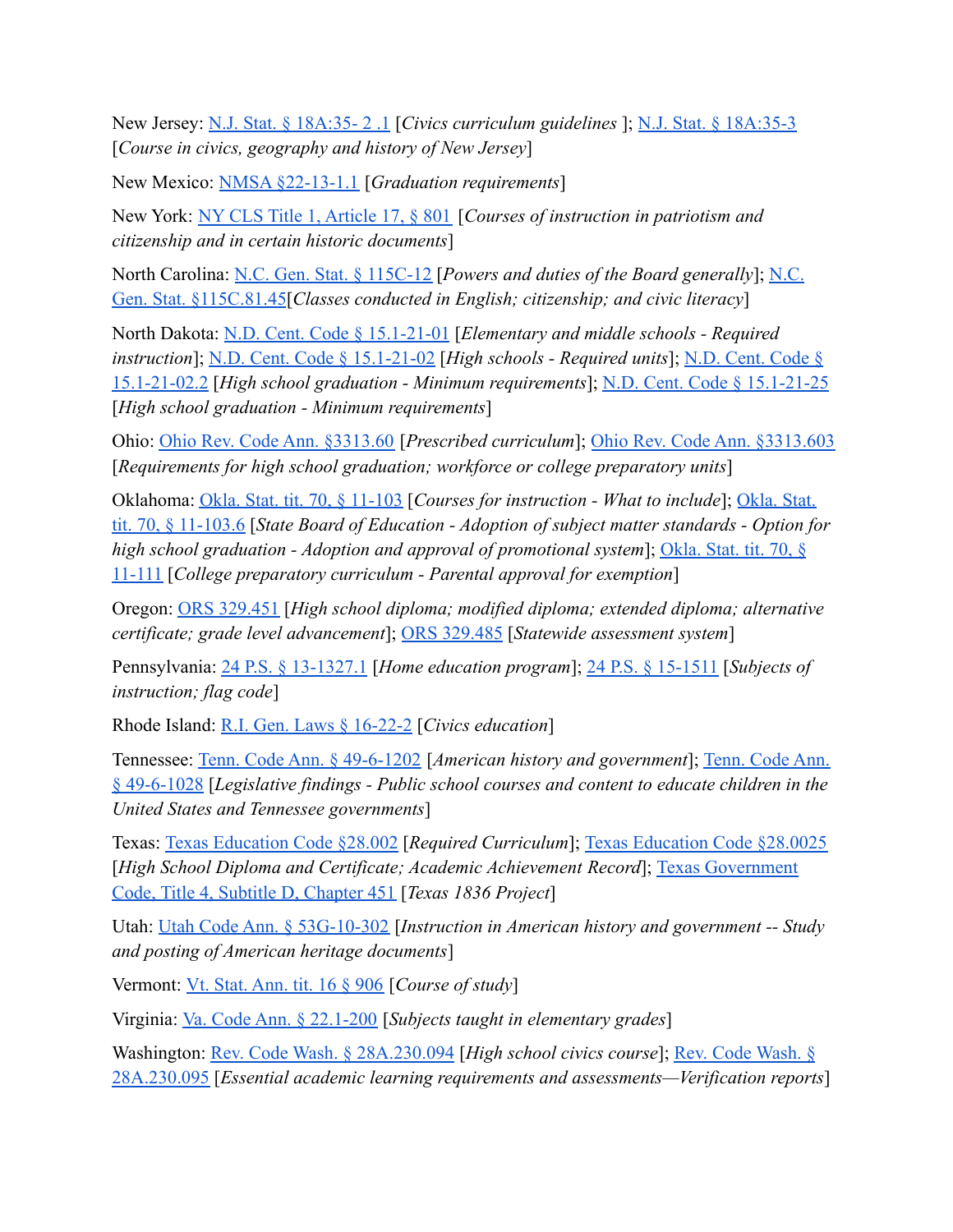New Jersey: N.J. Stat. § 18A:35- 2 .1 [*Civics curriculum guidelines* ]; N.J. Stat. § 18A:35-3 [*Course in civics, geography and history of New Jersey*]

New Mexico: NMSA §22-13-1.1 [*Graduation requirements*]

New York: NY CLS Title 1, Article 17, § 801 [*Courses of instruction in patriotism and citizenship and in certain historic documents*]

North Carolina: N.C. Gen. Stat. § 115C-12 [*Powers and duties of the Board generally*]; N.C. Gen. Stat. §115C.81.45[*Classes conducted in English; citizenship; and civic literacy*]

North Dakota: N.D. Cent. Code § 15.1-21-01 [*Elementary and middle schools - Required instruction*]; N.D. Cent. Code § 15.1-21-02 [*High schools - Required units*]; N.D. Cent. Code § 15.1-21-02.2 [*High school graduation - Minimum requirements*]; N.D. Cent. Code § 15.1-21-25 [*High school graduation - Minimum requirements*]

Ohio: Ohio Rev. Code Ann. §3313.60 [*Prescribed curriculum*]; Ohio Rev. Code Ann. §3313.603 [*Requirements for high school graduation; workforce or college preparatory units*]

Oklahoma: Okla. Stat. tit. 70, § 11-103 [*Courses for instruction - What to include*]; Okla. Stat. tit. 70, § 11-103.6 [*State Board of Education - Adoption of subject matter standards - Option for high school graduation - Adoption and approval of promotional system*]; Okla. Stat. tit. 70, § 11-111 [*College preparatory curriculum - Parental approval for exemption*]

Oregon: ORS 329.451 [*High school diploma; modified diploma; extended diploma; alternative certificate; grade level advancement*]; ORS 329.485 [*Statewide assessment system*]

Pennsylvania: 24 P.S. § 13-1327.1 [*Home education program*]; 24 P.S. § 15-1511 [*Subjects of instruction; flag code*]

Rhode Island: R.I. Gen. Laws § 16-22-2 [*Civics education*]

Tennessee: Tenn. Code Ann. § 49-6-1202 [*American history and government*]; Tenn. Code Ann. § 49-6-1028 [*Legislative findings - Public school courses and content to educate children in the United States and Tennessee governments*]

Texas: Texas Education Code §28.002 [*Required Curriculum*]; Texas Education Code §28.0025 [*High School Diploma and Certificate; Academic Achievement Record*]; Texas Government Code, Title 4, Subtitle D, Chapter 451 [*Texas 1836 Project*]

Utah: Utah Code Ann. § 53G-10-302 [*Instruction in American history and government -- Study and posting of American heritage documents*]

Vermont: Vt. Stat. Ann. tit. 16 § 906 [*Course of study*]

Virginia: Va. Code Ann. § 22.1-200 [*Subjects taught in elementary grades*]

Washington: Rev. Code Wash. § 28A.230.094 [*High school civics course*]; Rev. Code Wash. § 28A.230.095 [*Essential academic learning requirements and assessments—Verification reports*]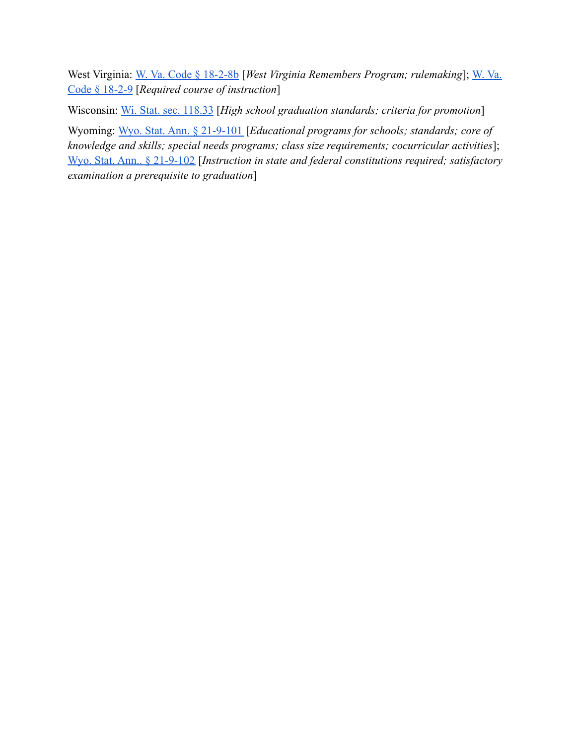West Virginia: W. Va. Code § 18-2-8b [*West Virginia Remembers Program; rulemaking*]; W. Va. Code § 18-2-9 [*Required course of instruction*]

Wisconsin: Wi. Stat. sec. 118.33 [*High school graduation standards; criteria for promotion*]

Wyoming: Wyo. Stat. Ann. § 21-9-101 [*Educational programs for schools; standards; core of knowledge and skills; special needs programs; class size requirements; cocurricular activities*]; Wyo. Stat. Ann.. § 21-9-102 [*Instruction in state and federal constitutions required; satisfactory examination a prerequisite to graduation*]